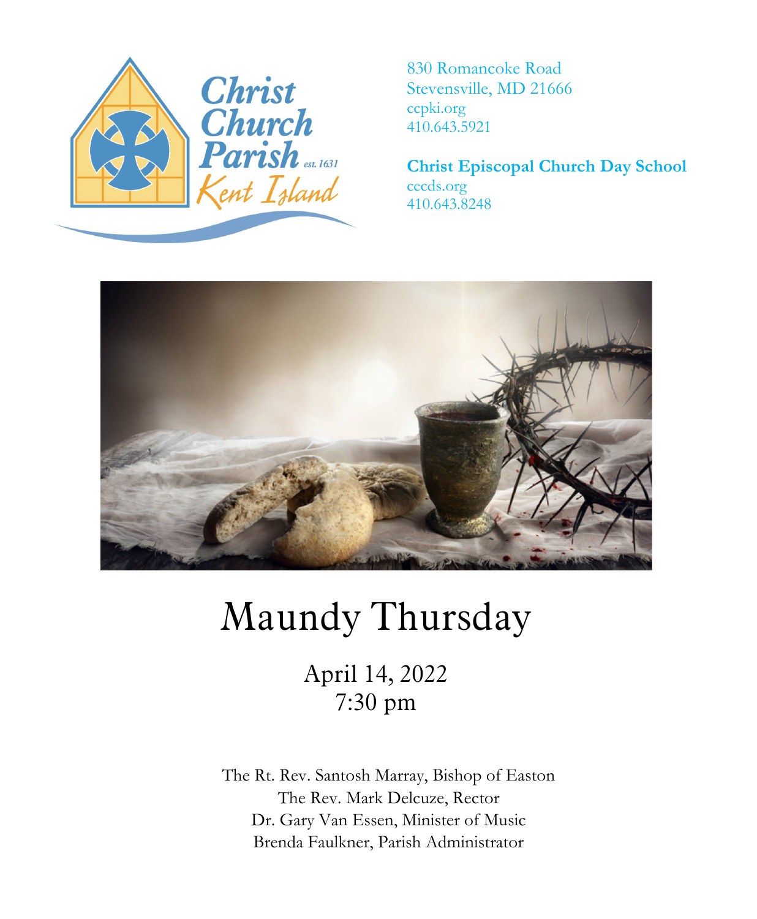Christ Church Parish est. 1631 Kent Island

830 Romancoke Road
Stevensville, MD 21666
ccpki.org
410.643.5921

**Christ Episcopal Church Day School**
cecds.org
410.643.8248

# Maundy Thursday

April 14, 2022
7:30 pm

The Rt. Rev. Santosh Marray, Bishop of Easton
The Rev. Mark Delcuze, Rector
Dr. Gary Van Essen, Minister of Music
Brenda Faulkner, Parish Administrator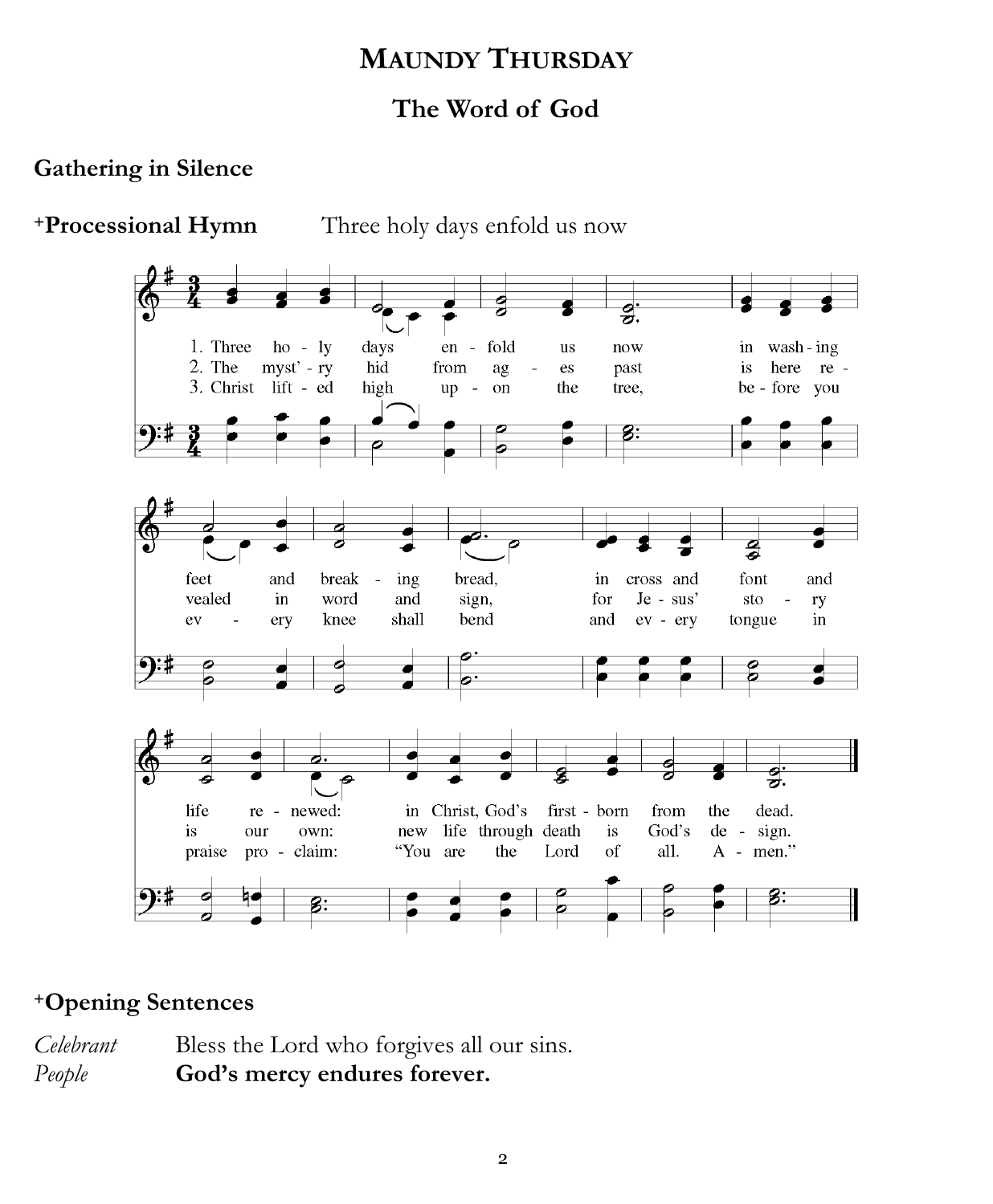# MAUNDY THURSDAY

## The Word of God

### Gathering in Silence

### +Processional Hymn    Three holy days enfold us now

1. Three holy days enfold us now in washing feet and breaking bread, in cross and font and life renewed: in Christ, God's first-born from the dead.

2. The myst'ry hid from ages past is here revealed in word and sign, for Jesus' story is our own: new life through death is God's design.

3. Christ lifted high upon the tree, before you every knee shall bend and every tongue in praise proclaim: "You are the Lord of all. Amen."

### +Opening Sentences

| | |
|---|---|
| *Celebrant* | Bless the Lord who forgives all our sins. |
| *People* | **God's mercy endures forever.** |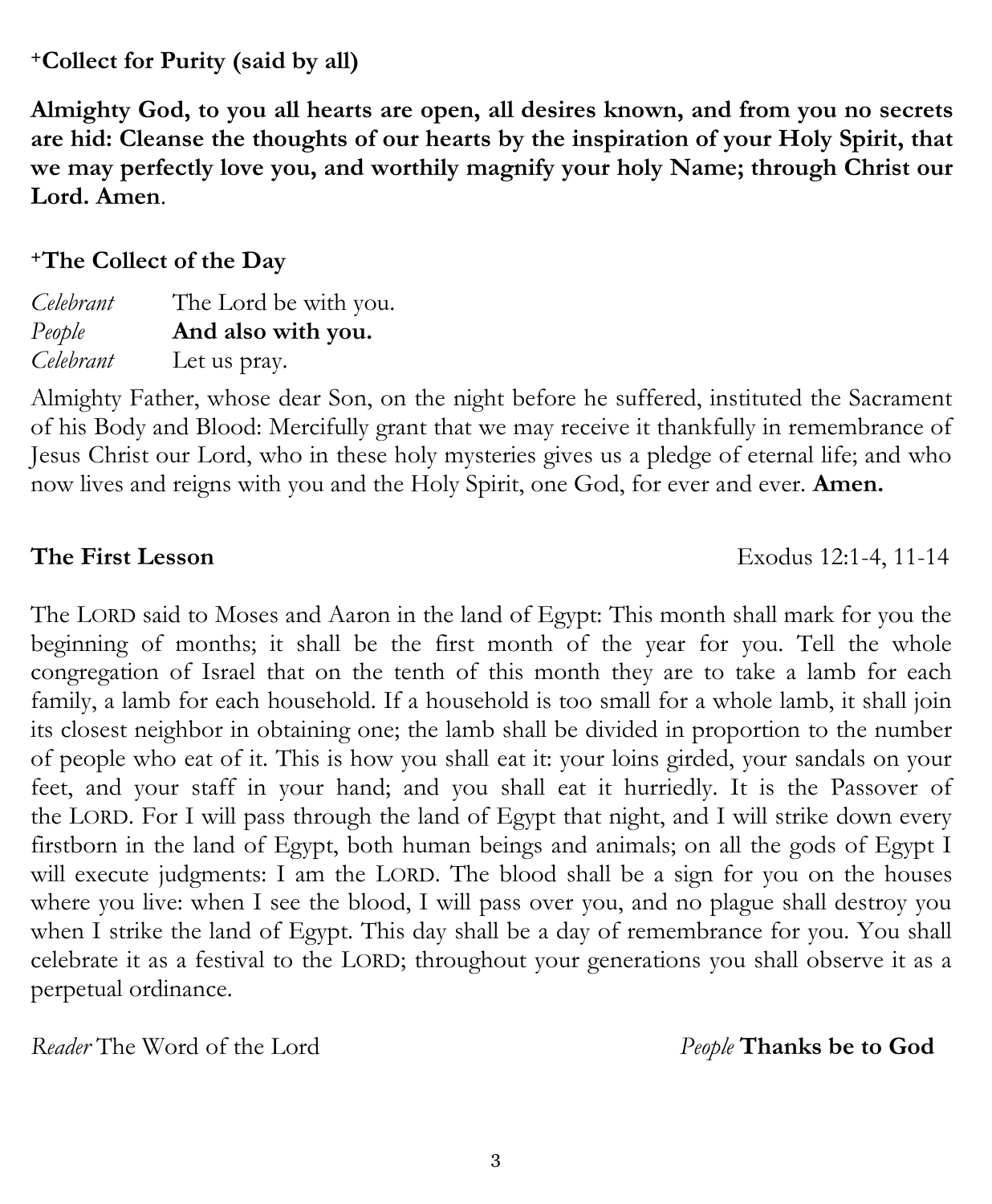**+Collect for Purity (said by all)**

**Almighty God, to you all hearts are open, all desires known, and from you no secrets are hid: Cleanse the thoughts of our hearts by the inspiration of your Holy Spirit, that we may perfectly love you, and worthily magnify your holy Name; through Christ our Lord. Amen**.

**+The Collect of the Day**

*Celebrant* The Lord be with you.
*People* **And also with you.**
*Celebrant* Let us pray.

Almighty Father, whose dear Son, on the night before he suffered, instituted the Sacrament of his Body and Blood: Mercifully grant that we may receive it thankfully in remembrance of Jesus Christ our Lord, who in these holy mysteries gives us a pledge of eternal life; and who now lives and reigns with you and the Holy Spirit, one God, for ever and ever. **Amen.**

**The First Lesson** Exodus 12:1-4, 11-14

The LORD said to Moses and Aaron in the land of Egypt: This month shall mark for you the beginning of months; it shall be the first month of the year for you. Tell the whole congregation of Israel that on the tenth of this month they are to take a lamb for each family, a lamb for each household. If a household is too small for a whole lamb, it shall join its closest neighbor in obtaining one; the lamb shall be divided in proportion to the number of people who eat of it. This is how you shall eat it: your loins girded, your sandals on your feet, and your staff in your hand; and you shall eat it hurriedly. It is the Passover of the LORD. For I will pass through the land of Egypt that night, and I will strike down every firstborn in the land of Egypt, both human beings and animals; on all the gods of Egypt I will execute judgments: I am the LORD. The blood shall be a sign for you on the houses where you live: when I see the blood, I will pass over you, and no plague shall destroy you when I strike the land of Egypt. This day shall be a day of remembrance for you. You shall celebrate it as a festival to the LORD; throughout your generations you shall observe it as a perpetual ordinance.

*Reader* The Word of the Lord *People* **Thanks be to God**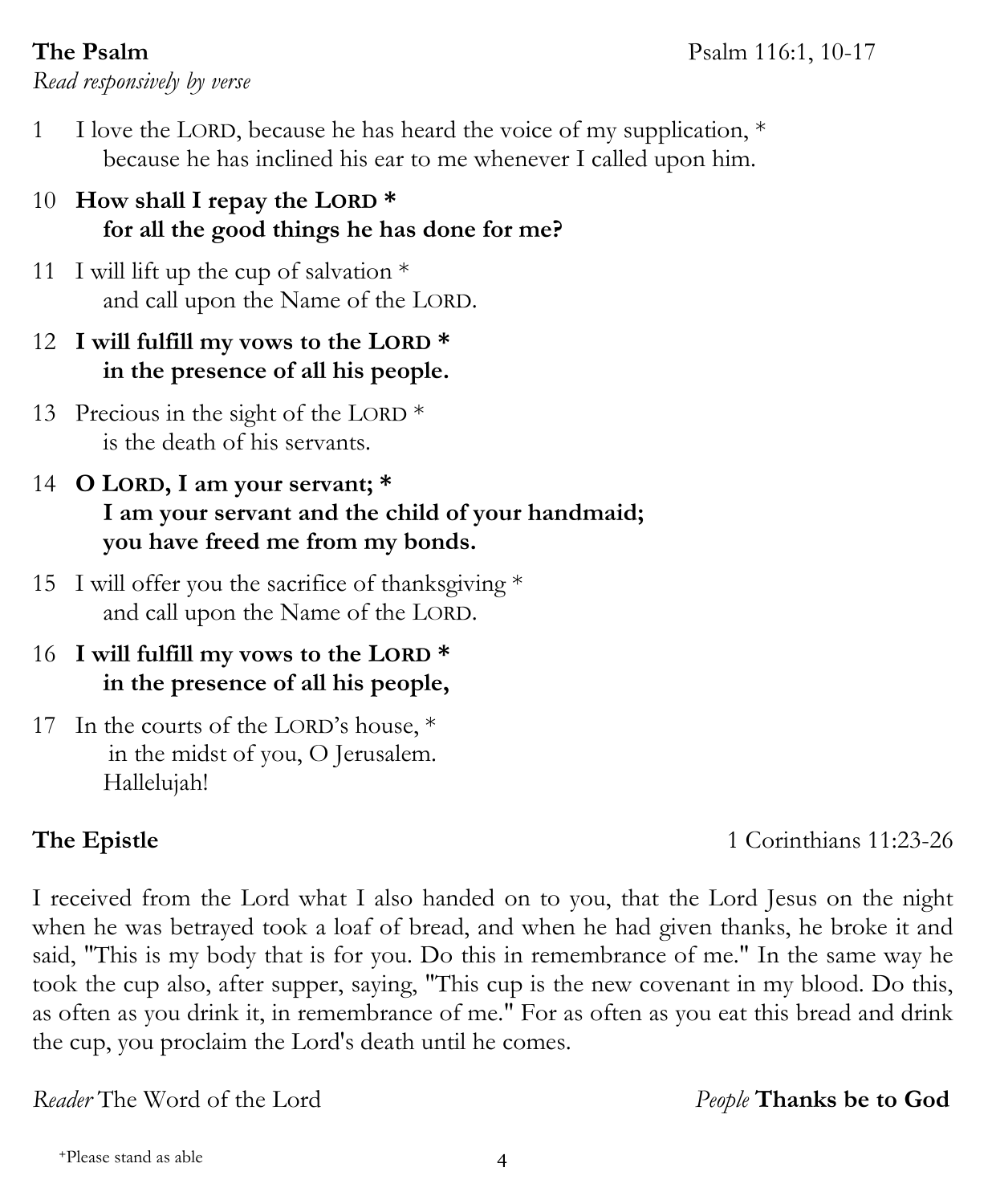**The Psalm** Psalm 116:1, 10-17

*Read responsively by verse*

1 I love the LORD, because he has heard the voice of my supplication, *
 because he has inclined his ear to me whenever I called upon him.

10 **How shall I repay the LORD ***
 **for all the good things he has done for me?**

11 I will lift up the cup of salvation *
 and call upon the Name of the LORD.

12 **I will fulfill my vows to the LORD ***
 **in the presence of all his people.**

13 Precious in the sight of the LORD *
 is the death of his servants.

14 **O LORD, I am your servant; ***
 **I am your servant and the child of your handmaid;**
 **you have freed me from my bonds.**

15 I will offer you the sacrifice of thanksgiving *
 and call upon the Name of the LORD.

16 **I will fulfill my vows to the LORD ***
 **in the presence of all his people,**

17 In the courts of the LORD's house, *
 in the midst of you, O Jerusalem.
 Hallelujah!

**The Epistle** 1 Corinthians 11:23-26

I received from the Lord what I also handed on to you, that the Lord Jesus on the night when he was betrayed took a loaf of bread, and when he had given thanks, he broke it and said, "This is my body that is for you. Do this in remembrance of me." In the same way he took the cup also, after supper, saying, "This cup is the new covenant in my blood. Do this, as often as you drink it, in remembrance of me." For as often as you eat this bread and drink the cup, you proclaim the Lord's death until he comes.

*Reader* The Word of the Lord *People* **Thanks be to God**

+Please stand as able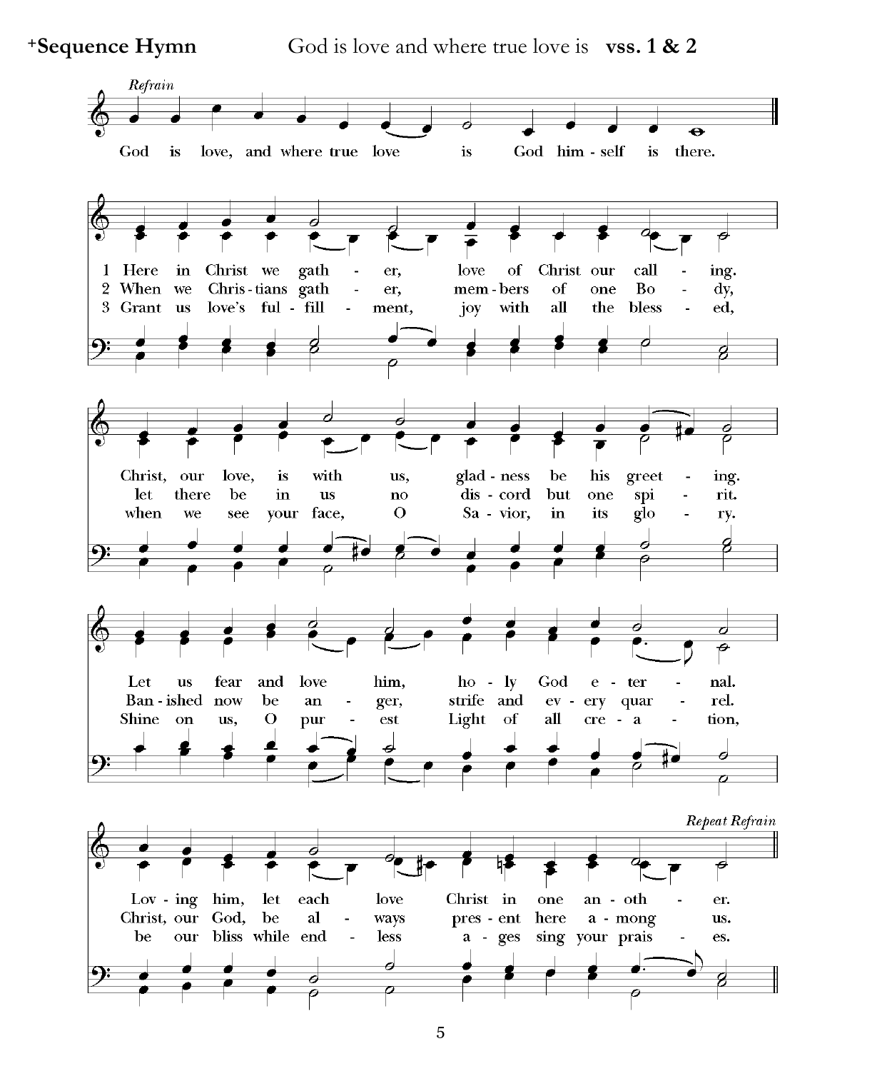**+Sequence Hymn** God is love and where true love is **vss. 1 & 2**

*Refrain*

God is love, and where true love is God himself is there.

1 Here in Christ we gather, love of Christ our calling.
Christ, our love, is with us, gladness be his greeting.
Let us fear and love him, holy God eternal.
Loving him, let each love Christ in one another.

2 When we Christians gather, members of one Body,
let there be in us no discord but one spirit.
Banished now be anger, strife and every quarrel.
Christ, our God, be always present here among us.

3 Grant us love's fulfillment, joy with all the blessed,
when we see your face, O Savior, in its glory.
Shine on us, O purest Light of all creation,
be our bliss while endless ages sing your praises.

*Repeat Refrain*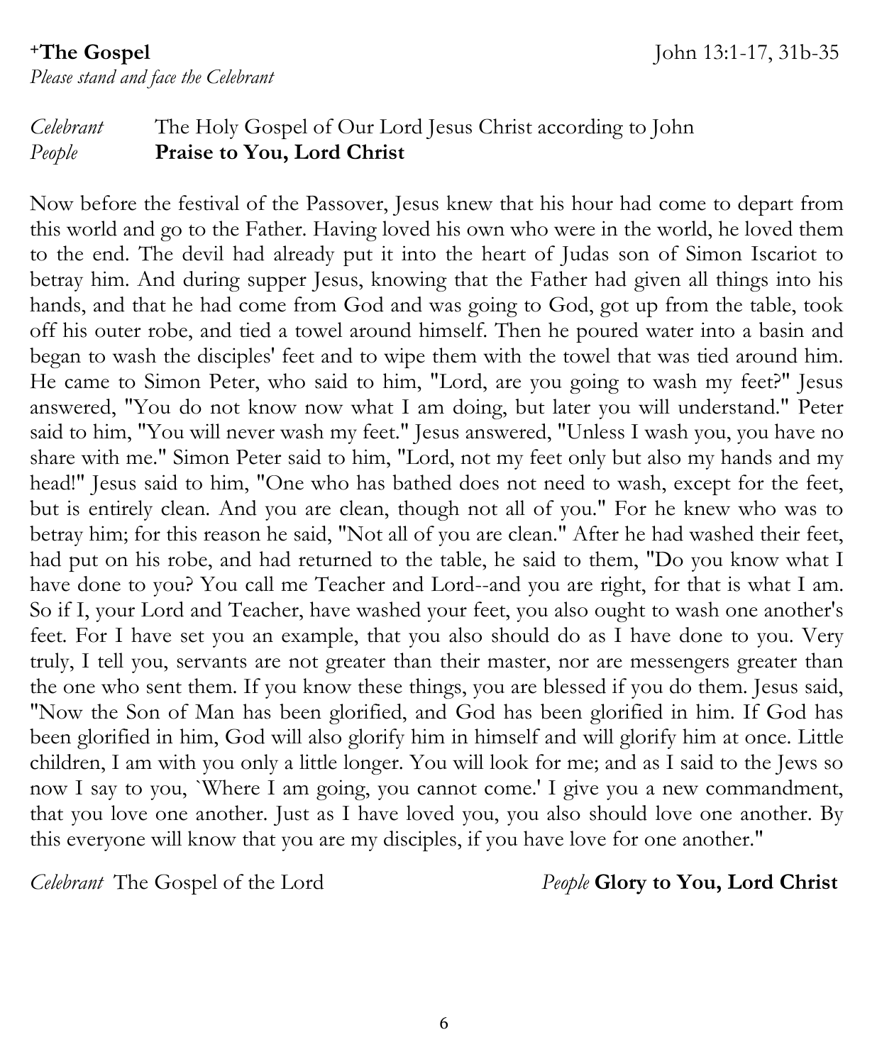**+The Gospel** John 13:1-17, 31b-35

*Please stand and face the Celebrant*

*Celebrant* The Holy Gospel of Our Lord Jesus Christ according to John
*People* **Praise to You, Lord Christ**

Now before the festival of the Passover, Jesus knew that his hour had come to depart from this world and go to the Father. Having loved his own who were in the world, he loved them to the end. The devil had already put it into the heart of Judas son of Simon Iscariot to betray him. And during supper Jesus, knowing that the Father had given all things into his hands, and that he had come from God and was going to God, got up from the table, took off his outer robe, and tied a towel around himself. Then he poured water into a basin and began to wash the disciples' feet and to wipe them with the towel that was tied around him. He came to Simon Peter, who said to him, "Lord, are you going to wash my feet?" Jesus answered, "You do not know now what I am doing, but later you will understand." Peter said to him, "You will never wash my feet." Jesus answered, "Unless I wash you, you have no share with me." Simon Peter said to him, "Lord, not my feet only but also my hands and my head!" Jesus said to him, "One who has bathed does not need to wash, except for the feet, but is entirely clean. And you are clean, though not all of you." For he knew who was to betray him; for this reason he said, "Not all of you are clean." After he had washed their feet, had put on his robe, and had returned to the table, he said to them, "Do you know what I have done to you? You call me Teacher and Lord--and you are right, for that is what I am. So if I, your Lord and Teacher, have washed your feet, you also ought to wash one another's feet. For I have set you an example, that you also should do as I have done to you. Very truly, I tell you, servants are not greater than their master, nor are messengers greater than the one who sent them. If you know these things, you are blessed if you do them. Jesus said, "Now the Son of Man has been glorified, and God has been glorified in him. If God has been glorified in him, God will also glorify him in himself and will glorify him at once. Little children, I am with you only a little longer. You will look for me; and as I said to the Jews so now I say to you, `Where I am going, you cannot come.' I give you a new commandment, that you love one another. Just as I have loved you, you also should love one another. By this everyone will know that you are my disciples, if you have love for one another."

*Celebrant* The Gospel of the Lord *People* **Glory to You, Lord Christ**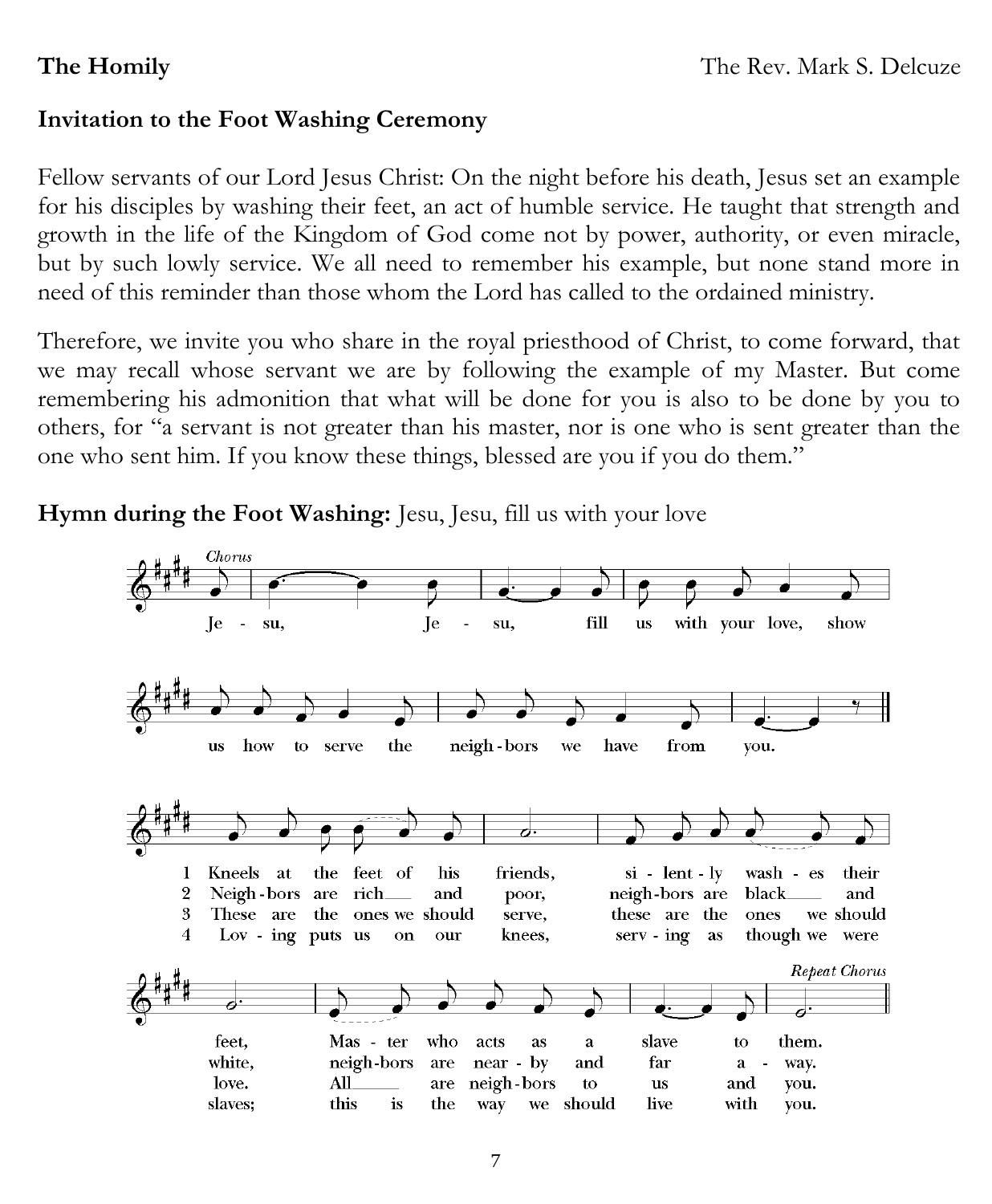**The Homily** The Rev. Mark S. Delcuze

**Invitation to the Foot Washing Ceremony**

Fellow servants of our Lord Jesus Christ: On the night before his death, Jesus set an example for his disciples by washing their feet, an act of humble service. He taught that strength and growth in the life of the Kingdom of God come not by power, authority, or even miracle, but by such lowly service. We all need to remember his example, but none stand more in need of this reminder than those whom the Lord has called to the ordained ministry.

Therefore, we invite you who share in the royal priesthood of Christ, to come forward, that we may recall whose servant we are by following the example of my Master. But come remembering his admonition that what will be done for you is also to be done by you to others, for "a servant is not greater than his master, nor is one who is sent greater than the one who sent him. If you know these things, blessed are you if you do them."

**Hymn during the Foot Washing:** Jesu, Jesu, fill us with your love

*Chorus*

Jesu, Jesu, fill us with your love, show us how to serve the neighbors we have from you.

1 Kneels at the feet of his friends, silently washes their feet, Master who acts as a slave to them.

2 Neighbors are rich and poor, neighbors are black and white, neighbors are nearby and far away.

3 These are the ones we should serve, these are the ones we should love. All are neighbors to us and you.

4 Loving puts us on our knees, serving as though we were slaves; this is the way we should live with you.

*Repeat Chorus*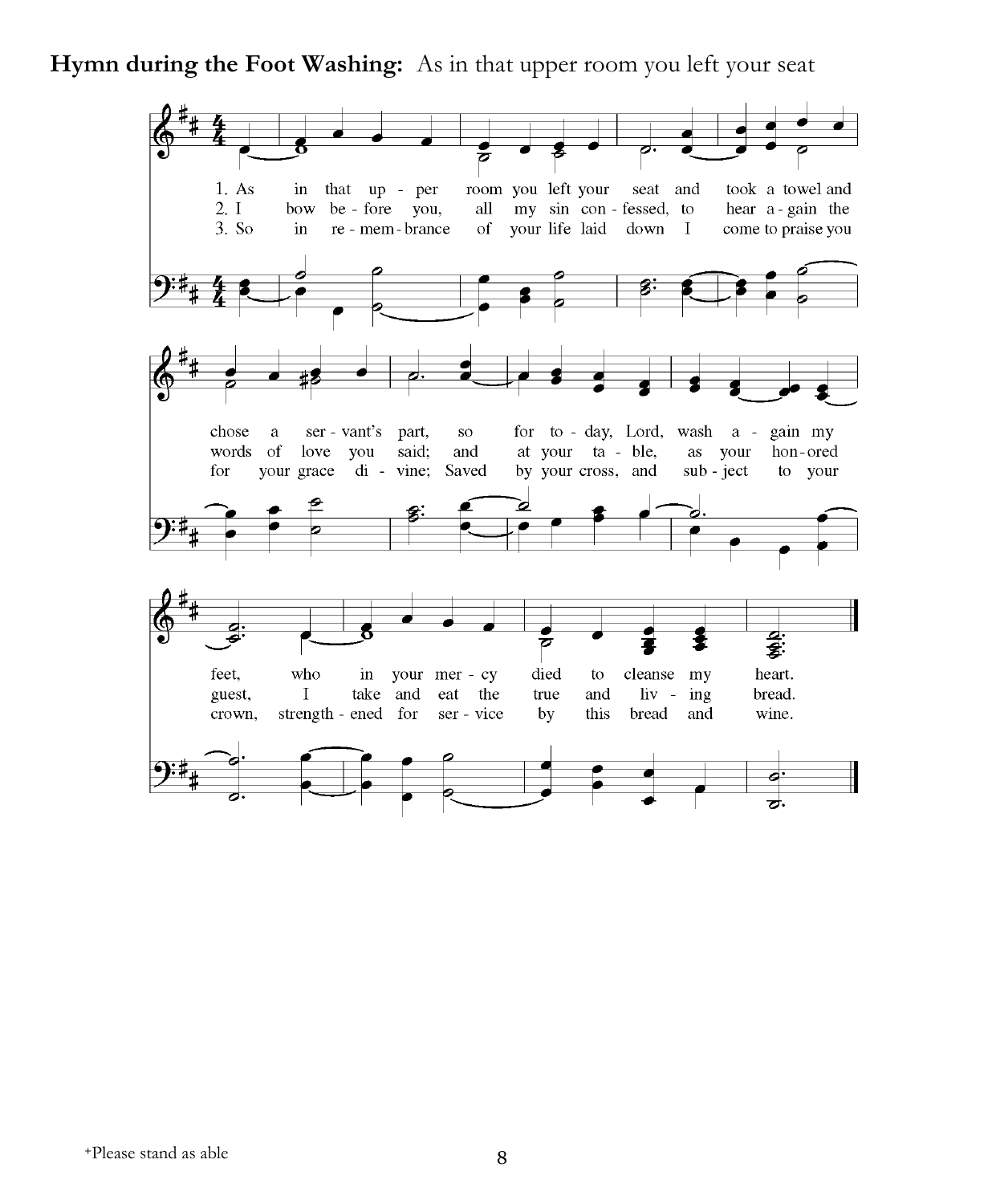**Hymn during the Foot Washing:** As in that upper room you left your seat

1. As in that upper room you left your seat and took a towel and chose a servant's part, so for today, Lord, wash again my feet, who in your mercy died to cleanse my heart.

2. I bow before you, all my sin confessed, to hear again the words of love you said; and at your table, as your honored guest, I take and eat the true and living bread.

3. So in remembrance of your life laid down I come to praise you for your grace divine; Saved by your cross, and subject to your crown, strengthened for service by this bread and wine.

+Please stand as able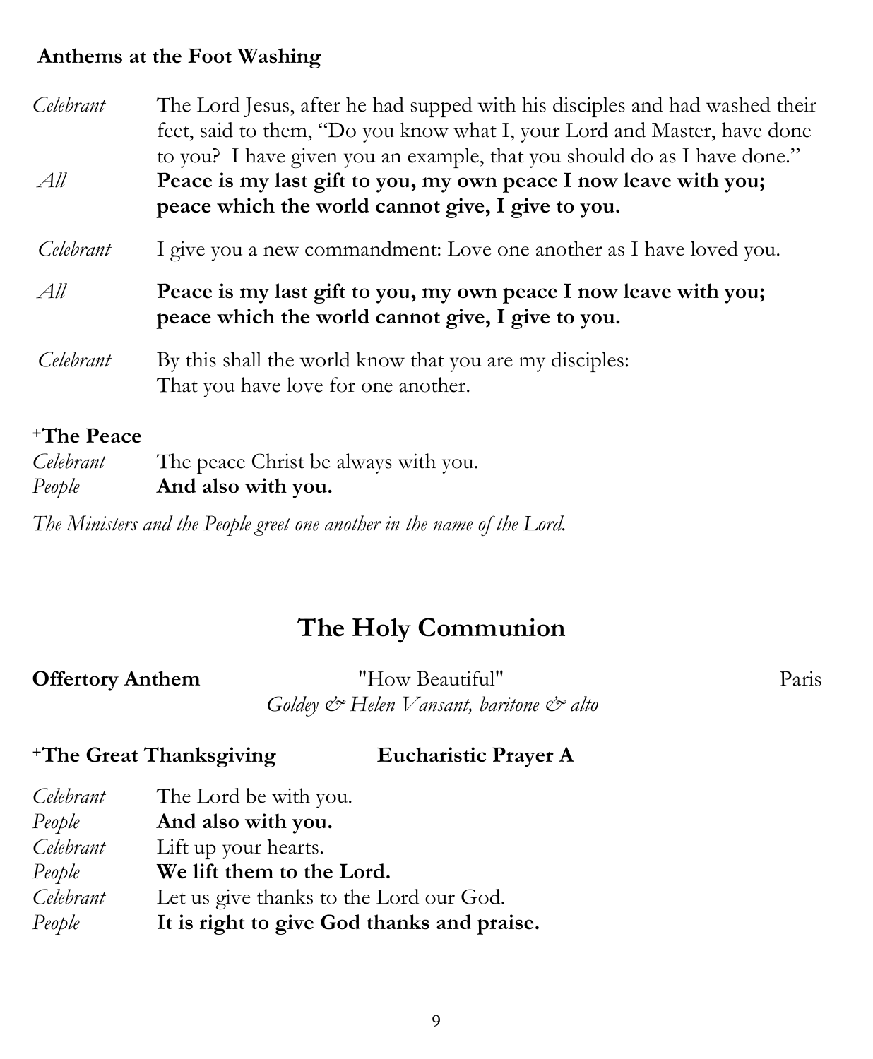**Anthems at the Foot Washing**

*Celebrant* The Lord Jesus, after he had supped with his disciples and had washed their feet, said to them, "Do you know what I, your Lord and Master, have done to you? I have given you an example, that you should do as I have done."

*All* **Peace is my last gift to you, my own peace I now leave with you; peace which the world cannot give, I give to you.**

*Celebrant* I give you a new commandment: Love one another as I have loved you.

*All* **Peace is my last gift to you, my own peace I now leave with you; peace which the world cannot give, I give to you.**

*Celebrant* By this shall the world know that you are my disciples: That you have love for one another.

**+The Peace**

*Celebrant* The peace Christ be always with you.
*People* **And also with you.**

*The Ministers and the People greet one another in the name of the Lord.*

## The Holy Communion

**Offertory Anthem** "How Beautiful" Paris
*Goldey & Helen Vansant, baritone & alto*

**+The Great Thanksgiving** **Eucharistic Prayer A**

*Celebrant* The Lord be with you.
*People* **And also with you.**
*Celebrant* Lift up your hearts.
*People* **We lift them to the Lord.**
*Celebrant* Let us give thanks to the Lord our God.
*People* **It is right to give God thanks and praise.**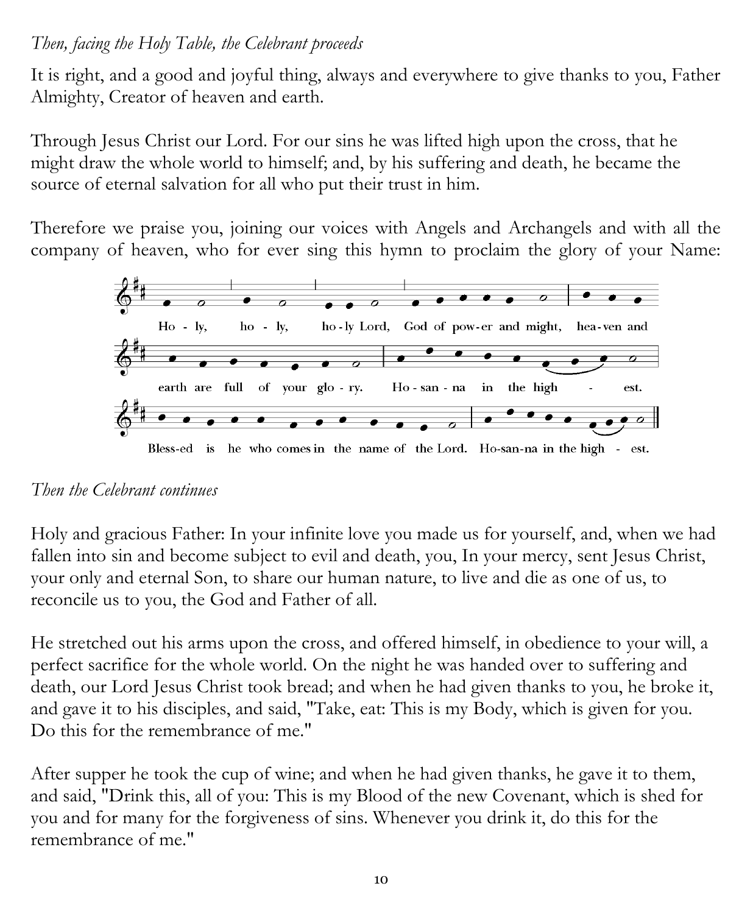*Then, facing the Holy Table, the Celebrant proceeds*

It is right, and a good and joyful thing, always and everywhere to give thanks to you, Father Almighty, Creator of heaven and earth.

Through Jesus Christ our Lord. For our sins he was lifted high upon the cross, that he might draw the whole world to himself; and, by his suffering and death, he became the source of eternal salvation for all who put their trust in him.

Therefore we praise you, joining our voices with Angels and Archangels and with all the company of heaven, who for ever sing this hymn to proclaim the glory of your Name:

Ho - ly, ho - ly, ho - ly Lord, God of pow - er and might, hea - ven and earth are full of your glo - ry. Ho - san - na in the high - est.

Bless-ed is he who comes in the name of the Lord. Ho-san-na in the high - est.

*Then the Celebrant continues*

Holy and gracious Father: In your infinite love you made us for yourself, and, when we had fallen into sin and become subject to evil and death, you, In your mercy, sent Jesus Christ, your only and eternal Son, to share our human nature, to live and die as one of us, to reconcile us to you, the God and Father of all.

He stretched out his arms upon the cross, and offered himself, in obedience to your will, a perfect sacrifice for the whole world. On the night he was handed over to suffering and death, our Lord Jesus Christ took bread; and when he had given thanks to you, he broke it, and gave it to his disciples, and said, "Take, eat: This is my Body, which is given for you. Do this for the remembrance of me."

After supper he took the cup of wine; and when he had given thanks, he gave it to them, and said, "Drink this, all of you: This is my Blood of the new Covenant, which is shed for you and for many for the forgiveness of sins. Whenever you drink it, do this for the remembrance of me."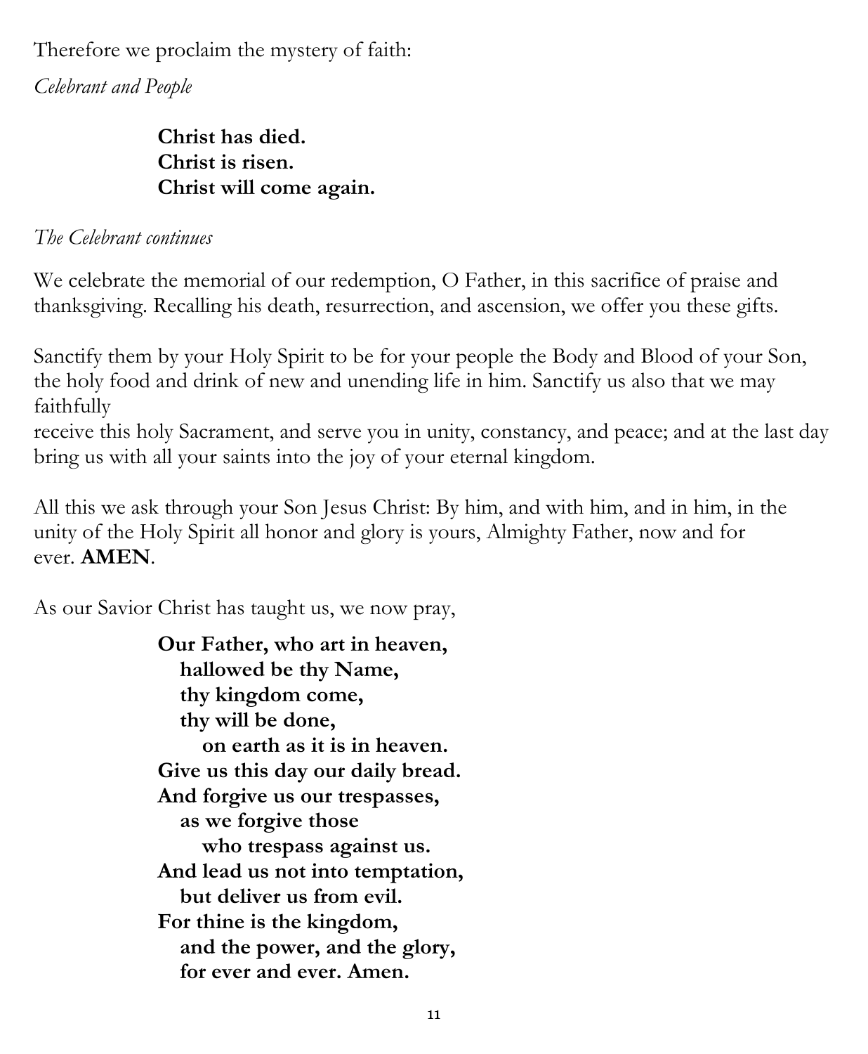Therefore we proclaim the mystery of faith:

*Celebrant and People*

> **Christ has died.**
> **Christ is risen.**
> **Christ will come again.**

*The Celebrant continues*

We celebrate the memorial of our redemption, O Father, in this sacrifice of praise and thanksgiving. Recalling his death, resurrection, and ascension, we offer you these gifts.

Sanctify them by your Holy Spirit to be for your people the Body and Blood of your Son, the holy food and drink of new and unending life in him. Sanctify us also that we may faithfully
receive this holy Sacrament, and serve you in unity, constancy, and peace; and at the last day bring us with all your saints into the joy of your eternal kingdom.

All this we ask through your Son Jesus Christ: By him, and with him, and in him, in the unity of the Holy Spirit all honor and glory is yours, Almighty Father, now and for ever. **AMEN**.

As our Savior Christ has taught us, we now pray,

> **Our Father, who art in heaven,**
> **hallowed be thy Name,**
> **thy kingdom come,**
> **thy will be done,**
> **on earth as it is in heaven.**
> **Give us this day our daily bread.**
> **And forgive us our trespasses,**
> **as we forgive those**
> **who trespass against us.**
> **And lead us not into temptation,**
> **but deliver us from evil.**
> **For thine is the kingdom,**
> **and the power, and the glory,**
> **for ever and ever. Amen.**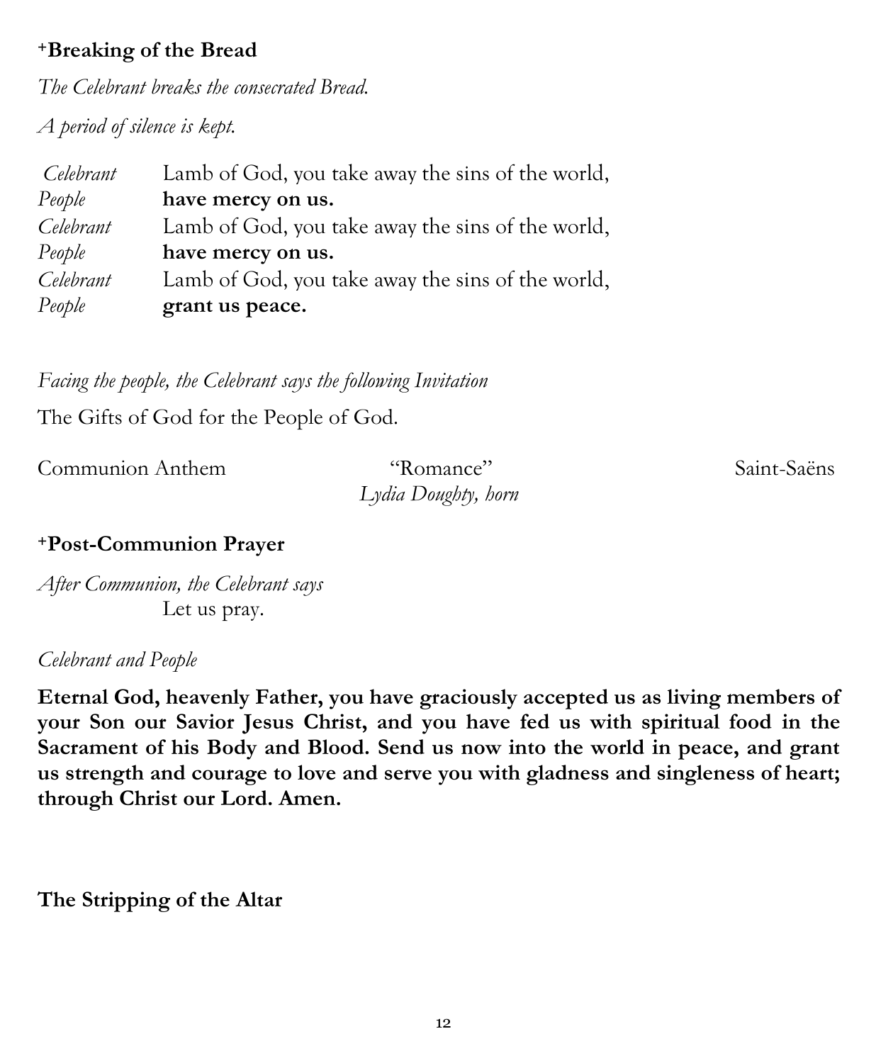### +Breaking of the Bread

*The Celebrant breaks the consecrated Bread.*

*A period of silence is kept.*

*Celebrant* Lamb of God, you take away the sins of the world,
*People* **have mercy on us.**
*Celebrant* Lamb of God, you take away the sins of the world,
*People* **have mercy on us.**
*Celebrant* Lamb of God, you take away the sins of the world,
*People* **grant us peace.**

*Facing the people, the Celebrant says the following Invitation*

The Gifts of God for the People of God.

Communion Anthem "Romance" Saint-Saëns
*Lydia Doughty, horn*

### +Post-Communion Prayer

*After Communion, the Celebrant says*
Let us pray.

*Celebrant and People*

**Eternal God, heavenly Father, you have graciously accepted us as living members of your Son our Savior Jesus Christ, and you have fed us with spiritual food in the Sacrament of his Body and Blood. Send us now into the world in peace, and grant us strength and courage to love and serve you with gladness and singleness of heart; through Christ our Lord. Amen.**

### The Stripping of the Altar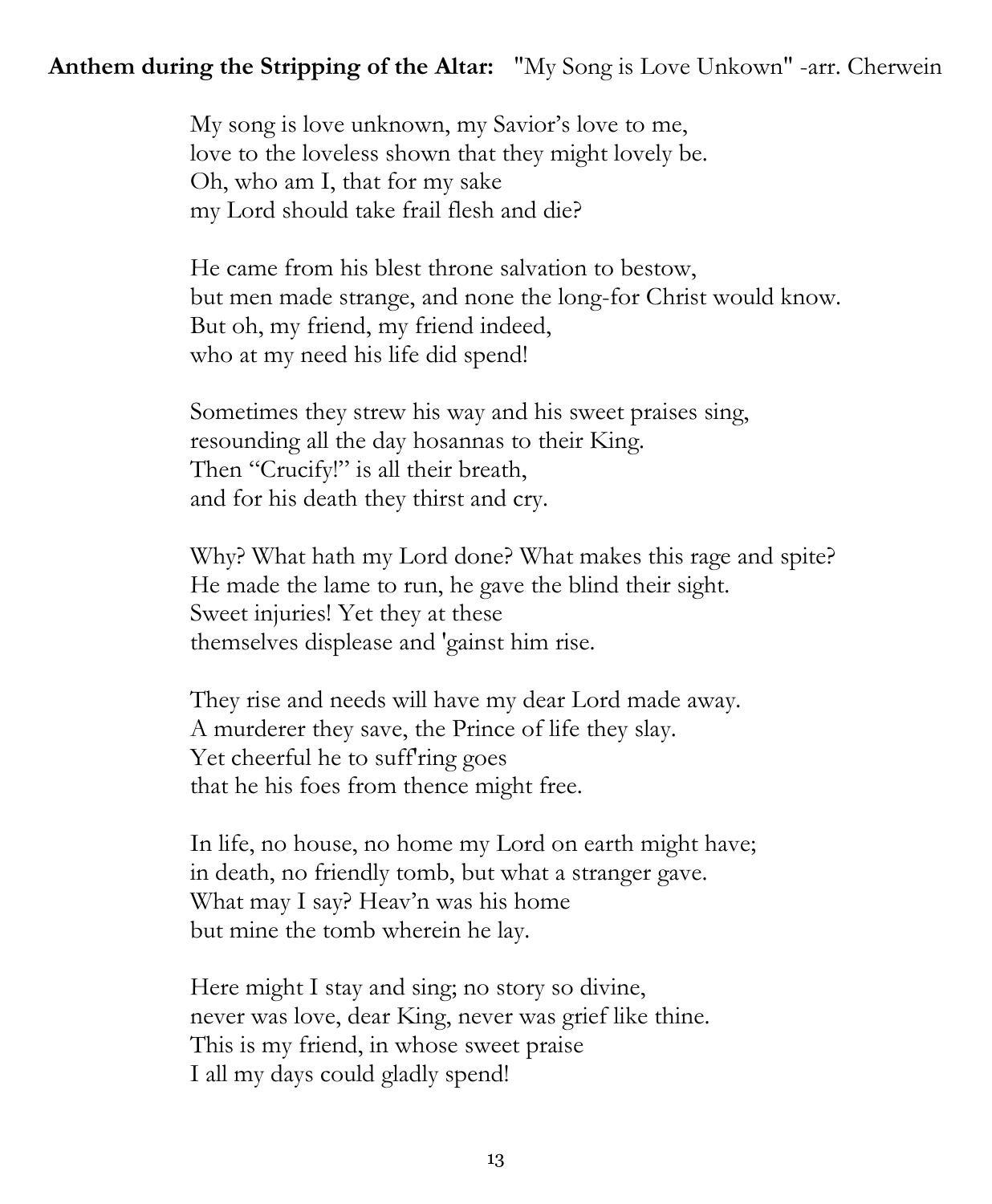**Anthem during the Stripping of the Altar:** "My Song is Love Unkown" -arr. Cherwein

My song is love unknown, my Savior's love to me,
love to the loveless shown that they might lovely be.
Oh, who am I, that for my sake
my Lord should take frail flesh and die?

He came from his blest throne salvation to bestow,
but men made strange, and none the long-for Christ would know.
But oh, my friend, my friend indeed,
who at my need his life did spend!

Sometimes they strew his way and his sweet praises sing,
resounding all the day hosannas to their King.
Then "Crucify!" is all their breath,
and for his death they thirst and cry.

Why? What hath my Lord done? What makes this rage and spite?
He made the lame to run, he gave the blind their sight.
Sweet injuries! Yet they at these
themselves displease and 'gainst him rise.

They rise and needs will have my dear Lord made away.
A murderer they save, the Prince of life they slay.
Yet cheerful he to suff'ring goes
that he his foes from thence might free.

In life, no house, no home my Lord on earth might have;
in death, no friendly tomb, but what a stranger gave.
What may I say? Heav'n was his home
but mine the tomb wherein he lay.

Here might I stay and sing; no story so divine,
never was love, dear King, never was grief like thine.
This is my friend, in whose sweet praise
I all my days could gladly spend!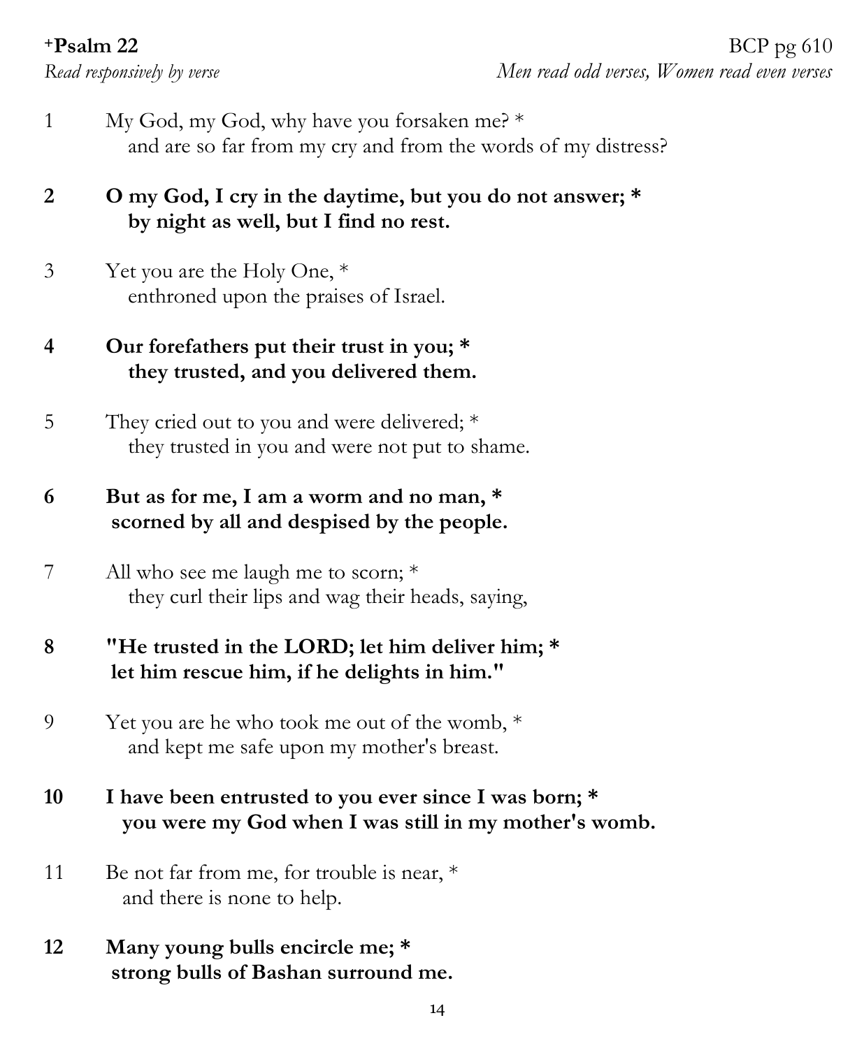**+Psalm 22** BCP pg 610

*Read responsively by verse* *Men read odd verses, Women read even verses*

1 My God, my God, why have you forsaken me? *
and are so far from my cry and from the words of my distress?

**2 O my God, I cry in the daytime, but you do not answer; *
by night as well, but I find no rest.**

3 Yet you are the Holy One, *
enthroned upon the praises of Israel.

**4 Our forefathers put their trust in you; *
they trusted, and you delivered them.**

5 They cried out to you and were delivered; *
they trusted in you and were not put to shame.

**6 But as for me, I am a worm and no man, *
scorned by all and despised by the people.**

7 All who see me laugh me to scorn; *
they curl their lips and wag their heads, saying,

**8 "He trusted in the LORD; let him deliver him; *
let him rescue him, if he delights in him."**

9 Yet you are he who took me out of the womb, *
and kept me safe upon my mother's breast.

**10 I have been entrusted to you ever since I was born; *
you were my God when I was still in my mother's womb.**

11 Be not far from me, for trouble is near, *
and there is none to help.

**12 Many young bulls encircle me; *
strong bulls of Bashan surround me.**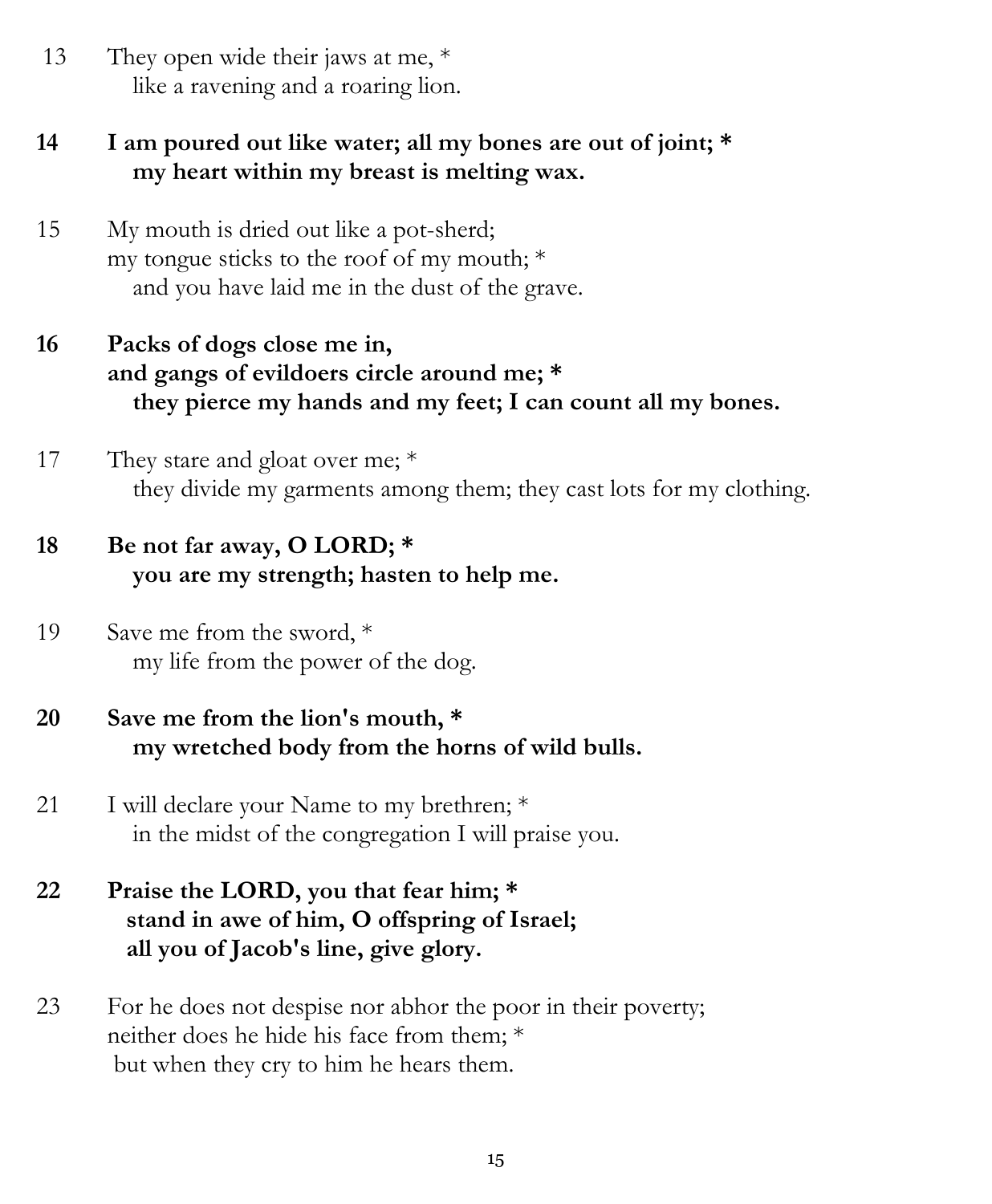13 They open wide their jaws at me, *
like a ravening and a roaring lion.

**14 I am poured out like water; all my bones are out of joint; *
my heart within my breast is melting wax.**

15 My mouth is dried out like a pot-sherd;
my tongue sticks to the roof of my mouth; *
and you have laid me in the dust of the grave.

**16 Packs of dogs close me in,
and gangs of evildoers circle around me; *
they pierce my hands and my feet; I can count all my bones.**

17 They stare and gloat over me; *
they divide my garments among them; they cast lots for my clothing.

**18 Be not far away, O LORD; *
you are my strength; hasten to help me.**

19 Save me from the sword, *
my life from the power of the dog.

**20 Save me from the lion's mouth, *
my wretched body from the horns of wild bulls.**

21 I will declare your Name to my brethren; *
in the midst of the congregation I will praise you.

**22 Praise the LORD, you that fear him; *
stand in awe of him, O offspring of Israel;
all you of Jacob's line, give glory.**

23 For he does not despise nor abhor the poor in their poverty;
neither does he hide his face from them; *
but when they cry to him he hears them.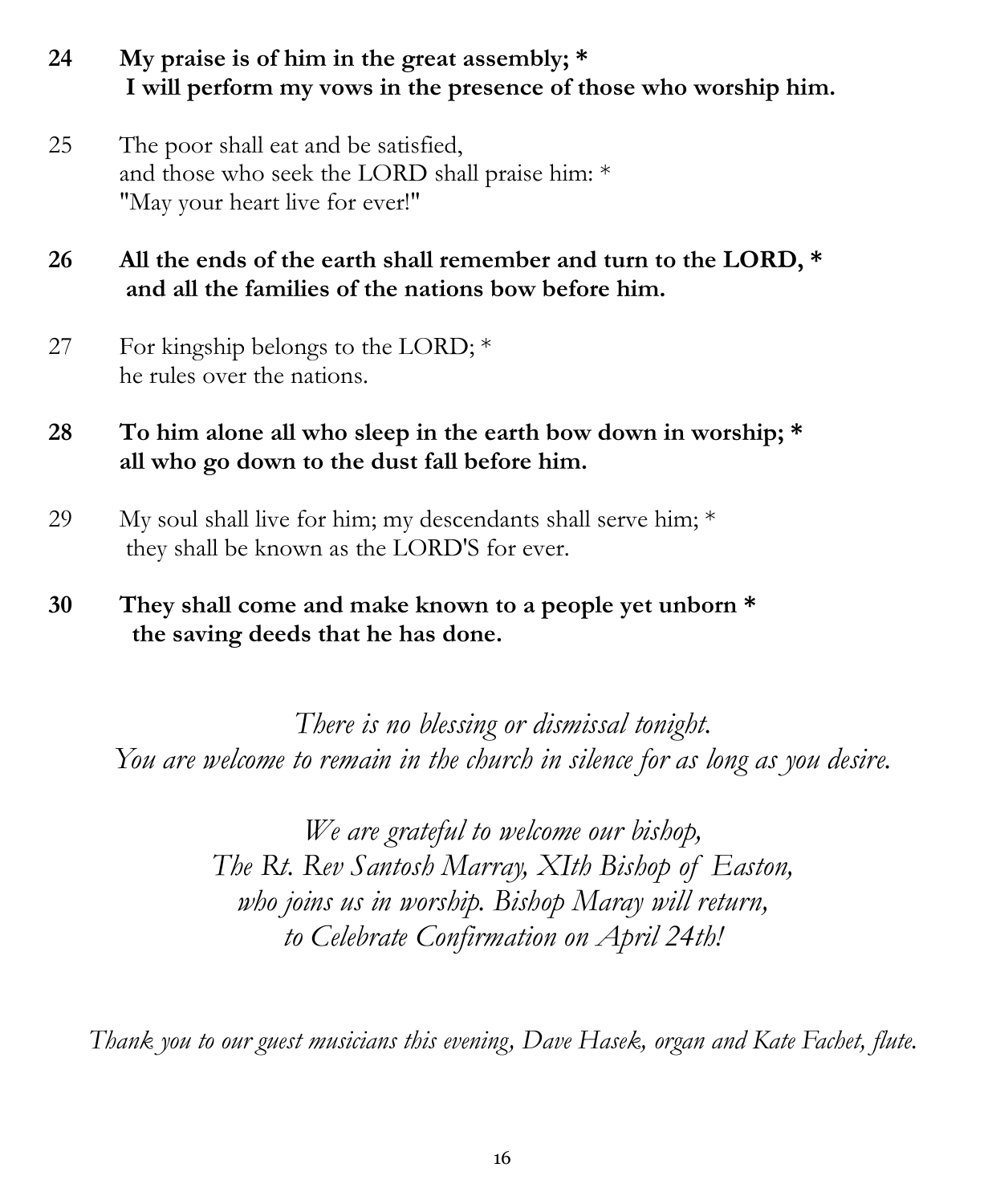**24 My praise is of him in the great assembly; *
I will perform my vows in the presence of those who worship him.**

25 The poor shall eat and be satisfied,
and those who seek the LORD shall praise him: *
"May your heart live for ever!"

**26 All the ends of the earth shall remember and turn to the LORD, *
and all the families of the nations bow before him.**

27 For kingship belongs to the LORD; *
he rules over the nations.

**28 To him alone all who sleep in the earth bow down in worship; *
all who go down to the dust fall before him.**

29 My soul shall live for him; my descendants shall serve him; *
they shall be known as the LORD'S for ever.

**30 They shall come and make known to a people yet unborn *
the saving deeds that he has done.**

*There is no blessing or dismissal tonight.
You are welcome to remain in the church in silence for as long as you desire.*

*We are grateful to welcome our bishop,
The Rt. Rev Santosh Marray, XIth Bishop of Easton,
who joins us in worship. Bishop Maray will return,
to Celebrate Confirmation on April 24th!*

*Thank you to our guest musicians this evening, Dave Hasek, organ and Kate Fachet, flute.*